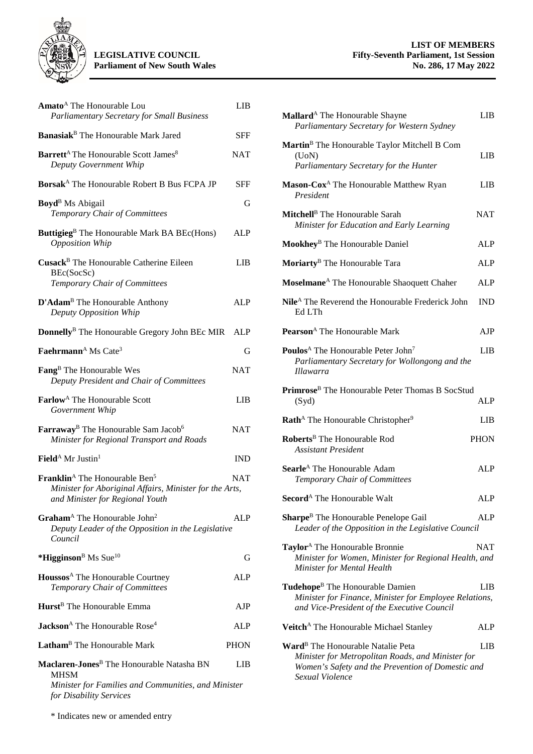**LEGISLATIVE COUNCIL**
**Parliament of New South Wales**

**LIST OF MEMBERS**
**Fifty-Seventh Parliament, 1st Session**
**No. 286, 17 May 2022**

| Member | Party |
|---|---|
| **Amato**[A] The Honourable Lou<br>*Parliamentary Secretary for Small Business* | LIB |
| **Banasiak**[B] The Honourable Mark Jared | SFF |
| **Barrett**[A] The Honourable Scott James[8]<br>*Deputy Government Whip* | NAT |
| **Borsak**[A] The Honourable Robert B Bus FCPA JP | SFF |
| **Boyd**[B] Ms Abigail<br>*Temporary Chair of Committees* | G |
| **Buttigieg**[B] The Honourable Mark BA BEc(Hons)<br>*Opposition Whip* | ALP |
| **Cusack**[B] The Honourable Catherine Eileen BEc(SocSc)<br>*Temporary Chair of Committees* | LIB |
| **D'Adam**[B] The Honourable Anthony<br>*Deputy Opposition Whip* | ALP |
| **Donnelly**[B] The Honourable Gregory John BEc MIR | ALP |
| **Faehrmann**[A] Ms Cate[3] | G |
| **Fang**[B] The Honourable Wes<br>*Deputy President and Chair of Committees* | NAT |
| **Farlow**[A] The Honourable Scott<br>*Government Whip* | LIB |
| **Farraway**[B] The Honourable Sam Jacob[6]<br>*Minister for Regional Transport and Roads* | NAT |
| **Field**[A] Mr Justin[1] | IND |
| **Franklin**[A] The Honourable Ben[5]<br>*Minister for Aboriginal Affairs, Minister for the Arts, and Minister for Regional Youth* | NAT |
| **Graham**[A] The Honourable John[2]<br>*Deputy Leader of the Opposition in the Legislative Council* | ALP |
| ***Higginson**[B] Ms Sue[10] | G |
| **Houssos**[A] The Honourable Courtney<br>*Temporary Chair of Committees* | ALP |
| **Hurst**[B] The Honourable Emma | AJP |
| **Jackson**[A] The Honourable Rose[4] | ALP |
| **Latham**[B] The Honourable Mark | PHON |
| **Maclaren-Jones**[B] The Honourable Natasha BN MHSM<br>*Minister for Families and Communities, and Minister for Disability Services* | LIB |
| **Mallard**[A] The Honourable Shayne<br>*Parliamentary Secretary for Western Sydney* | LIB |
| **Martin**[B] The Honourable Taylor Mitchell B Com (UoN)<br>*Parliamentary Secretary for the Hunter* | LIB |
| **Mason-Cox**[A] The Honourable Matthew Ryan<br>*President* | LIB |
| **Mitchell**[B] The Honourable Sarah<br>*Minister for Education and Early Learning* | NAT |
| **Mookhey**[B] The Honourable Daniel | ALP |
| **Moriarty**[B] The Honourable Tara | ALP |
| **Moselmane**[A] The Honourable Shaoquett Chaher | ALP |
| **Nile**[A] The Reverend the Honourable Frederick John Ed LTh | IND |
| **Pearson**[A] The Honourable Mark | AJP |
| **Poulos**[A] The Honourable Peter John[7]<br>*Parliamentary Secretary for Wollongong and the Illawarra* | LIB |
| **Primrose**[B] The Honourable Peter Thomas B SocStud (Syd) | ALP |
| **Rath**[A] The Honourable Christopher[9] | LIB |
| **Roberts**[B] The Honourable Rod<br>*Assistant President* | PHON |
| **Searle**[A] The Honourable Adam<br>*Temporary Chair of Committees* | ALP |
| **Secord**[A] The Honourable Walt | ALP |
| **Sharpe**[B] The Honourable Penelope Gail<br>*Leader of the Opposition in the Legislative Council* | ALP |
| **Taylor**[A] The Honourable Bronnie<br>*Minister for Women, Minister for Regional Health, and Minister for Mental Health* | NAT |
| **Tudehope**[B] The Honourable Damien<br>*Minister for Finance, Minister for Employee Relations, and Vice-President of the Executive Council* | LIB |
| **Veitch**[A] The Honourable Michael Stanley | ALP |
| **Ward**[B] The Honourable Natalie Peta<br>*Minister for Metropolitan Roads, and Minister for Women's Safety and the Prevention of Domestic and Sexual Violence* | LIB |

\* Indicates new or amended entry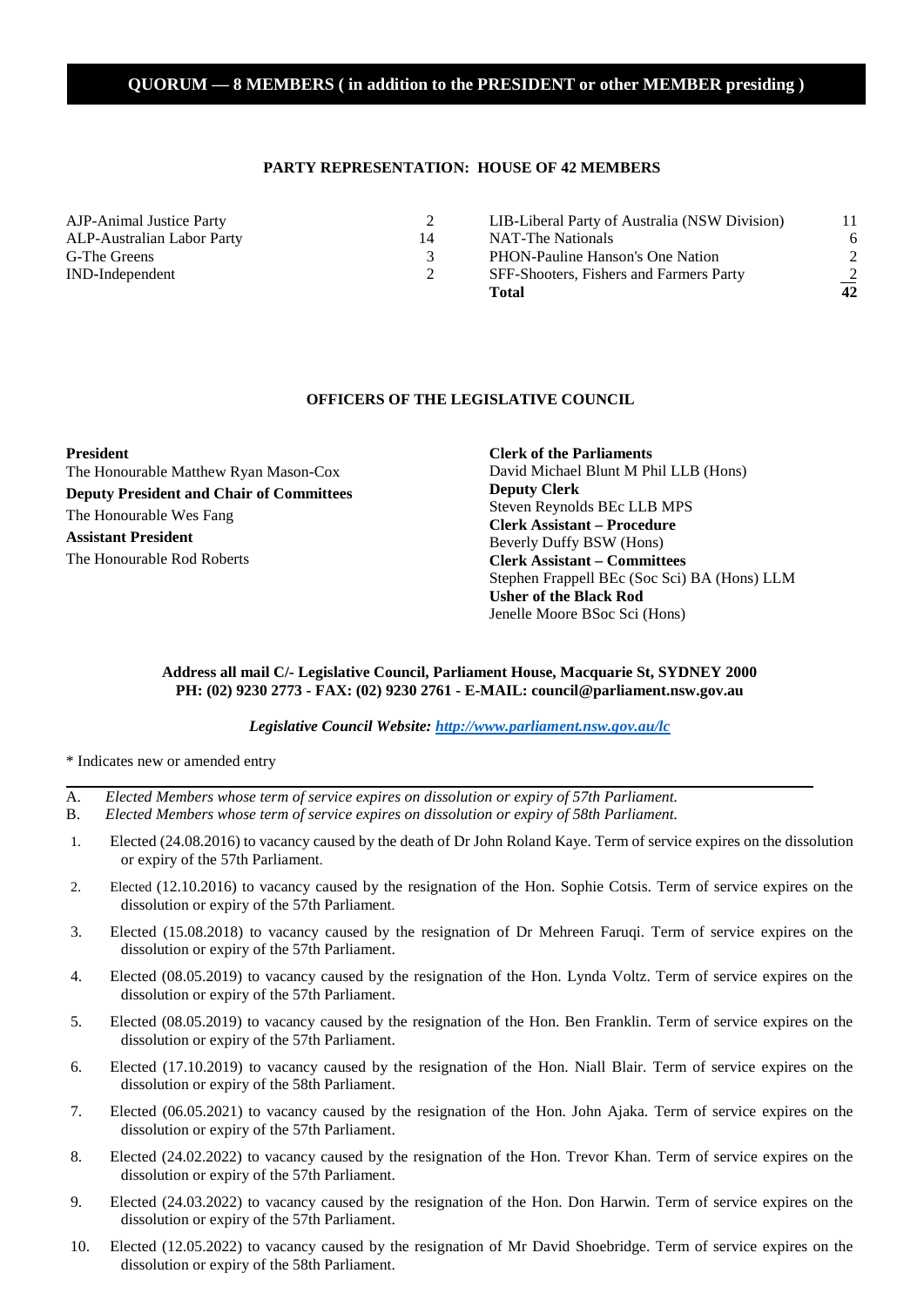**QUORUM — 8 MEMBERS ( in addition to the PRESIDENT or other MEMBER presiding )**

**PARTY REPRESENTATION: HOUSE OF 42 MEMBERS**

| | | | |
|---|---|---|---|
| AJP-Animal Justice Party | 2 | LIB-Liberal Party of Australia (NSW Division) | 11 |
| ALP-Australian Labor Party | 14 | NAT-The Nationals | 6 |
| G-The Greens | 3 | PHON-Pauline Hanson's One Nation | 2 |
| IND-Independent | 2 | SFF-Shooters, Fishers and Farmers Party | 2 |
| | | **Total** | **42** |

**OFFICERS OF THE LEGISLATIVE COUNCIL**

**President**
The Honourable Matthew Ryan Mason-Cox

**Deputy President and Chair of Committees**
The Honourable Wes Fang

**Assistant President**
The Honourable Rod Roberts

**Clerk of the Parliaments**
David Michael Blunt M Phil LLB (Hons)

**Deputy Clerk**
Steven Reynolds BEc LLB MPS

**Clerk Assistant – Procedure**
Beverly Duffy BSW (Hons)

**Clerk Assistant – Committees**
Stephen Frappell BEc (Soc Sci) BA (Hons) LLM

**Usher of the Black Rod**
Jenelle Moore BSoc Sci (Hons)

**Address all mail C/- Legislative Council, Parliament House, Macquarie St, SYDNEY 2000**
**PH: (02) 9230 2773 - FAX: (02) 9230 2761 - E-MAIL: council@parliament.nsw.gov.au**

***Legislative Council Website: [http://www.parliament.nsw.gov.au/lc](http://www.parliament.nsw.gov.au/lc)***

* Indicates new or amended entry

---

A. *Elected Members whose term of service expires on dissolution or expiry of 57th Parliament.*
B. *Elected Members whose term of service expires on dissolution or expiry of 58th Parliament.*

1. Elected (24.08.2016) to vacancy caused by the death of Dr John Roland Kaye. Term of service expires on the dissolution or expiry of the 57th Parliament.
2. Elected (12.10.2016) to vacancy caused by the resignation of the Hon. Sophie Cotsis. Term of service expires on the dissolution or expiry of the 57th Parliament.
3. Elected (15.08.2018) to vacancy caused by the resignation of Dr Mehreen Faruqi. Term of service expires on the dissolution or expiry of the 57th Parliament.
4. Elected (08.05.2019) to vacancy caused by the resignation of the Hon. Lynda Voltz. Term of service expires on the dissolution or expiry of the 57th Parliament.
5. Elected (08.05.2019) to vacancy caused by the resignation of the Hon. Ben Franklin. Term of service expires on the dissolution or expiry of the 57th Parliament.
6. Elected (17.10.2019) to vacancy caused by the resignation of the Hon. Niall Blair. Term of service expires on the dissolution or expiry of the 58th Parliament.
7. Elected (06.05.2021) to vacancy caused by the resignation of the Hon. John Ajaka. Term of service expires on the dissolution or expiry of the 57th Parliament.
8. Elected (24.02.2022) to vacancy caused by the resignation of the Hon. Trevor Khan. Term of service expires on the dissolution or expiry of the 57th Parliament.
9. Elected (24.03.2022) to vacancy caused by the resignation of the Hon. Don Harwin. Term of service expires on the dissolution or expiry of the 57th Parliament.
10. Elected (12.05.2022) to vacancy caused by the resignation of Mr David Shoebridge. Term of service expires on the dissolution or expiry of the 58th Parliament.